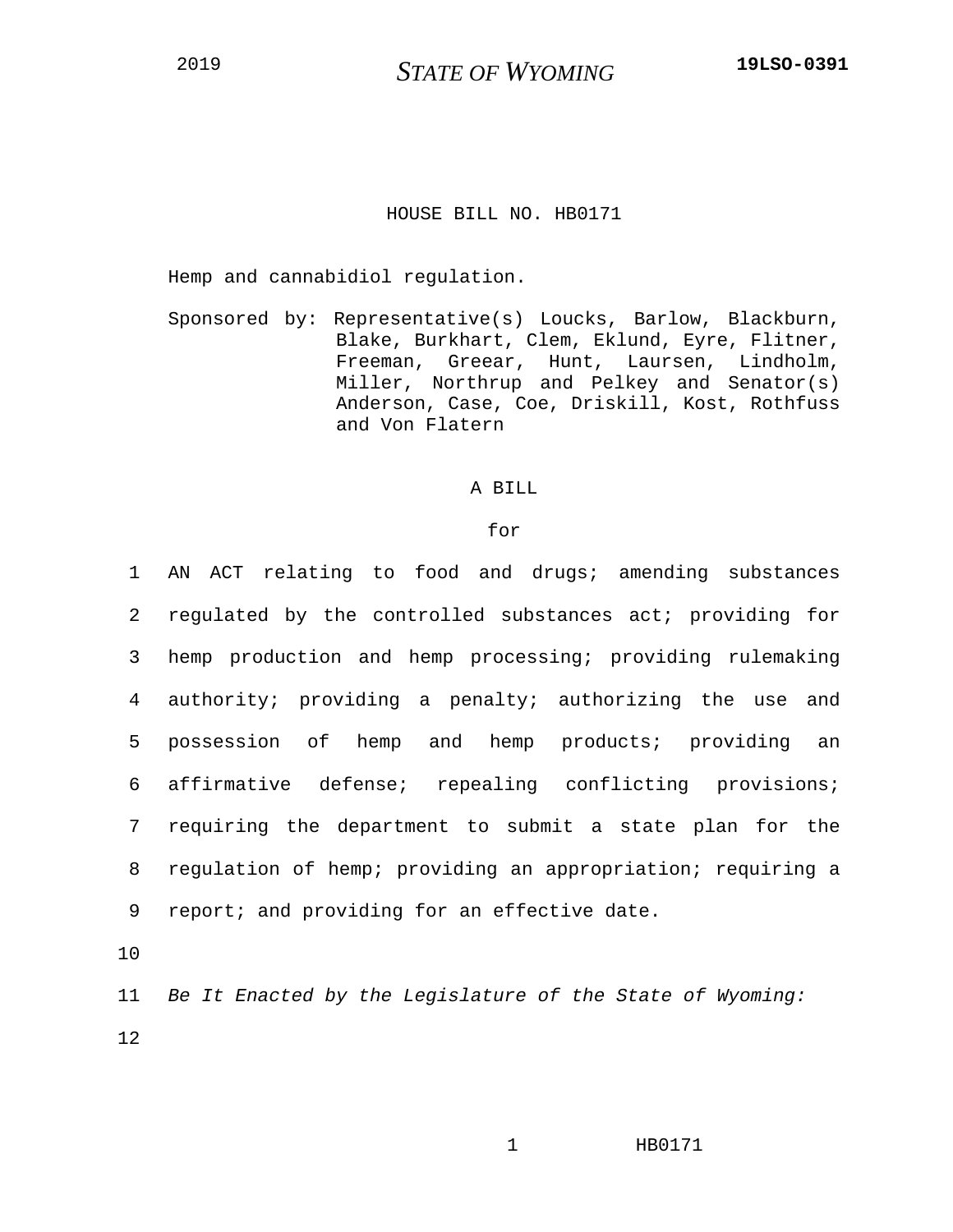2019 **STATE OF WYOMING** **19LSO-0391**

# HOUSE BILL NO. HB0171

Hemp and cannabidiol regulation.

Sponsored by: Representative(s) Loucks, Barlow, Blackburn, Blake, Burkhart, Clem, Eklund, Eyre, Flitner, Freeman, Greear, Hunt, Laursen, Lindholm, Miller, Northrup and Pelkey and Senator(s) Anderson, Case, Coe, Driskill, Kost, Rothfuss and Von Flatern

## A BILL

for

AN ACT relating to food and drugs; amending substances regulated by the controlled substances act; providing for hemp production and hemp processing; providing rulemaking authority; providing a penalty; authorizing the use and possession of hemp and hemp products; providing an affirmative defense; repealing conflicting provisions; requiring the department to submit a state plan for the regulation of hemp; providing an appropriation; requiring a report; and providing for an effective date.

*Be It Enacted by the Legislature of the State of Wyoming:*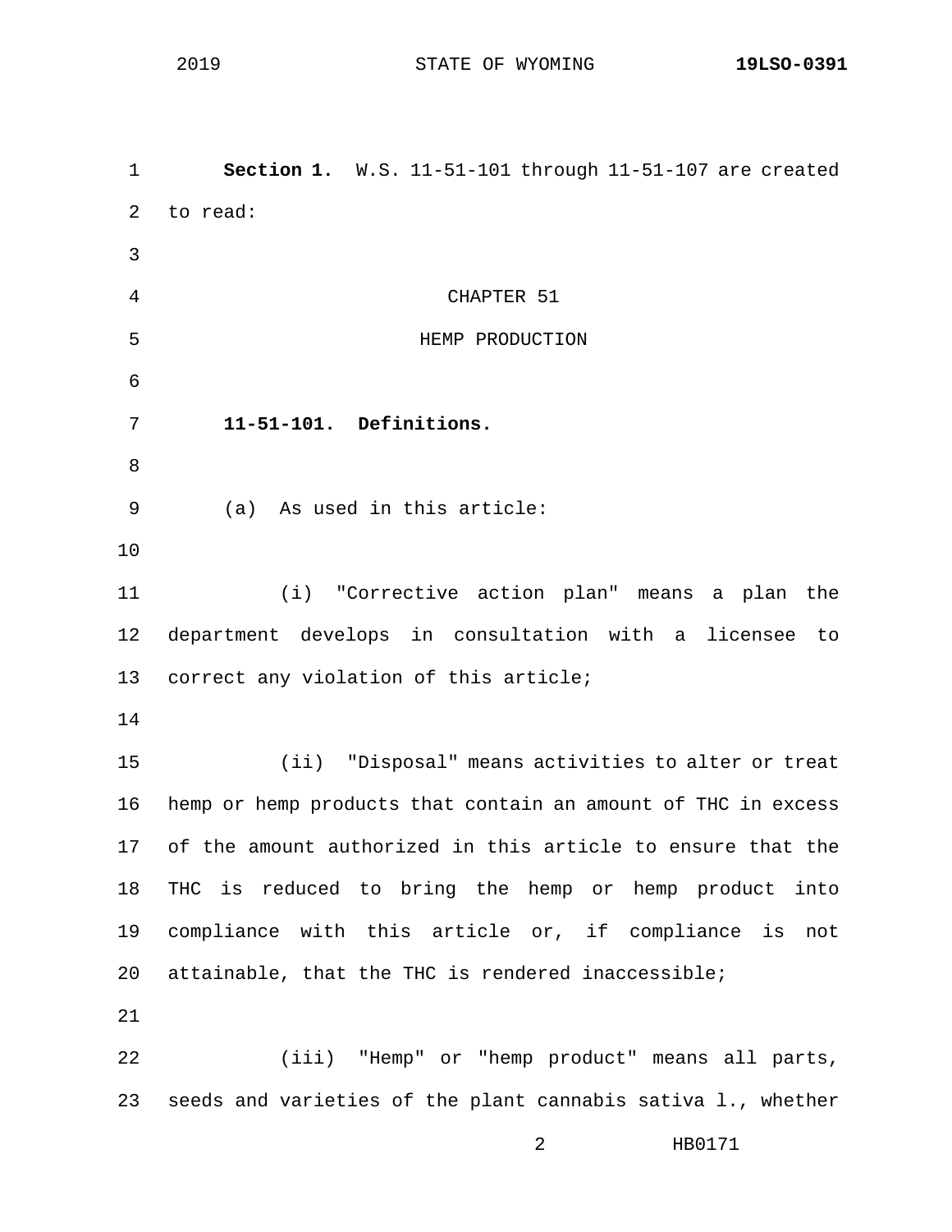**Section 1.** W.S. 11-51-101 through 11-51-107 are created to read:

CHAPTER 51

HEMP PRODUCTION

**11-51-101. Definitions.**

(a) As used in this article:

(i) "Corrective action plan" means a plan the department develops in consultation with a licensee to correct any violation of this article;

(ii) "Disposal" means activities to alter or treat hemp or hemp products that contain an amount of THC in excess of the amount authorized in this article to ensure that the THC is reduced to bring the hemp or hemp product into compliance with this article or, if compliance is not attainable, that the THC is rendered inaccessible;

(iii) "Hemp" or "hemp product" means all parts, seeds and varieties of the plant cannabis sativa l., whether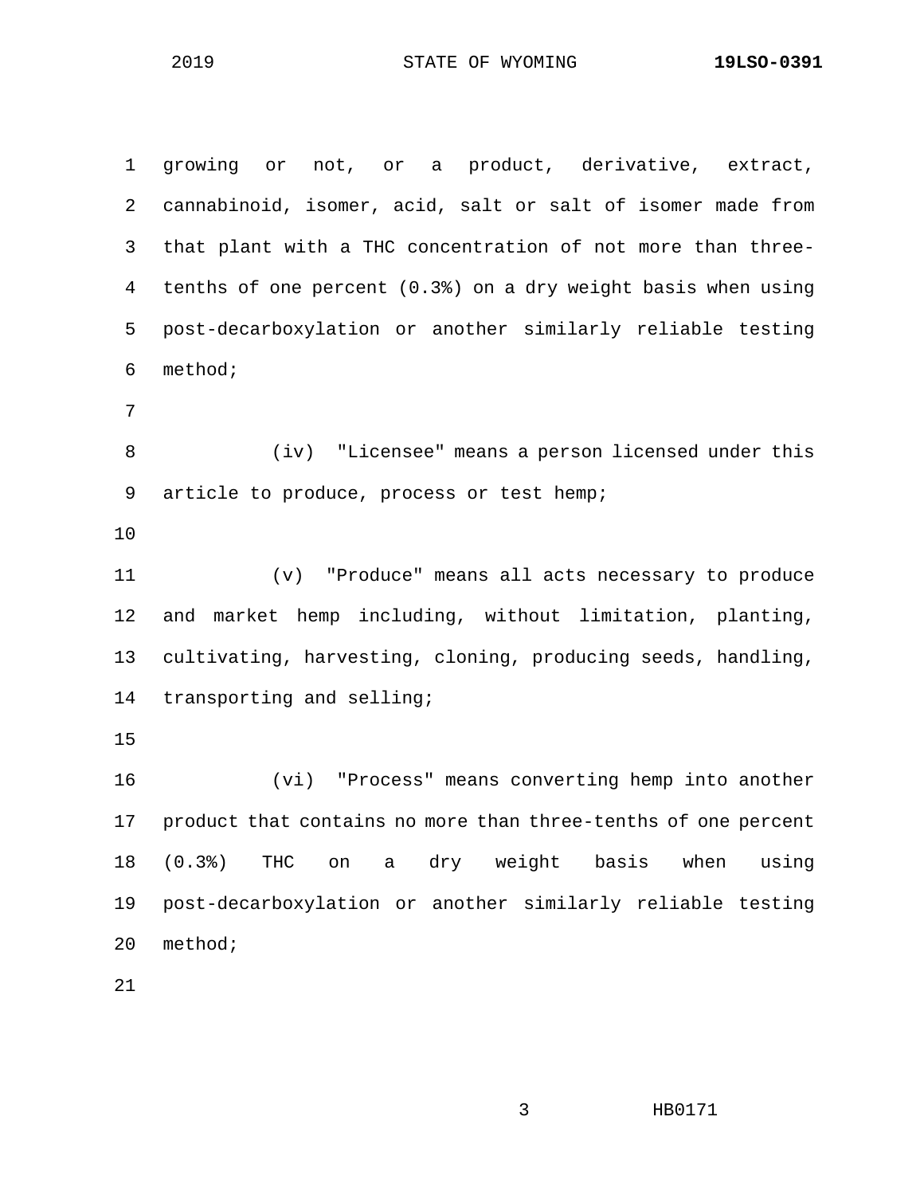growing or not, or a product, derivative, extract, cannabinoid, isomer, acid, salt or salt of isomer made from that plant with a THC concentration of not more than three-tenths of one percent (0.3%) on a dry weight basis when using post-decarboxylation or another similarly reliable testing method;

(iv) "Licensee" means a person licensed under this article to produce, process or test hemp;

(v) "Produce" means all acts necessary to produce and market hemp including, without limitation, planting, cultivating, harvesting, cloning, producing seeds, handling, transporting and selling;

(vi) "Process" means converting hemp into another product that contains no more than three-tenths of one percent (0.3%) THC on a dry weight basis when using post-decarboxylation or another similarly reliable testing method;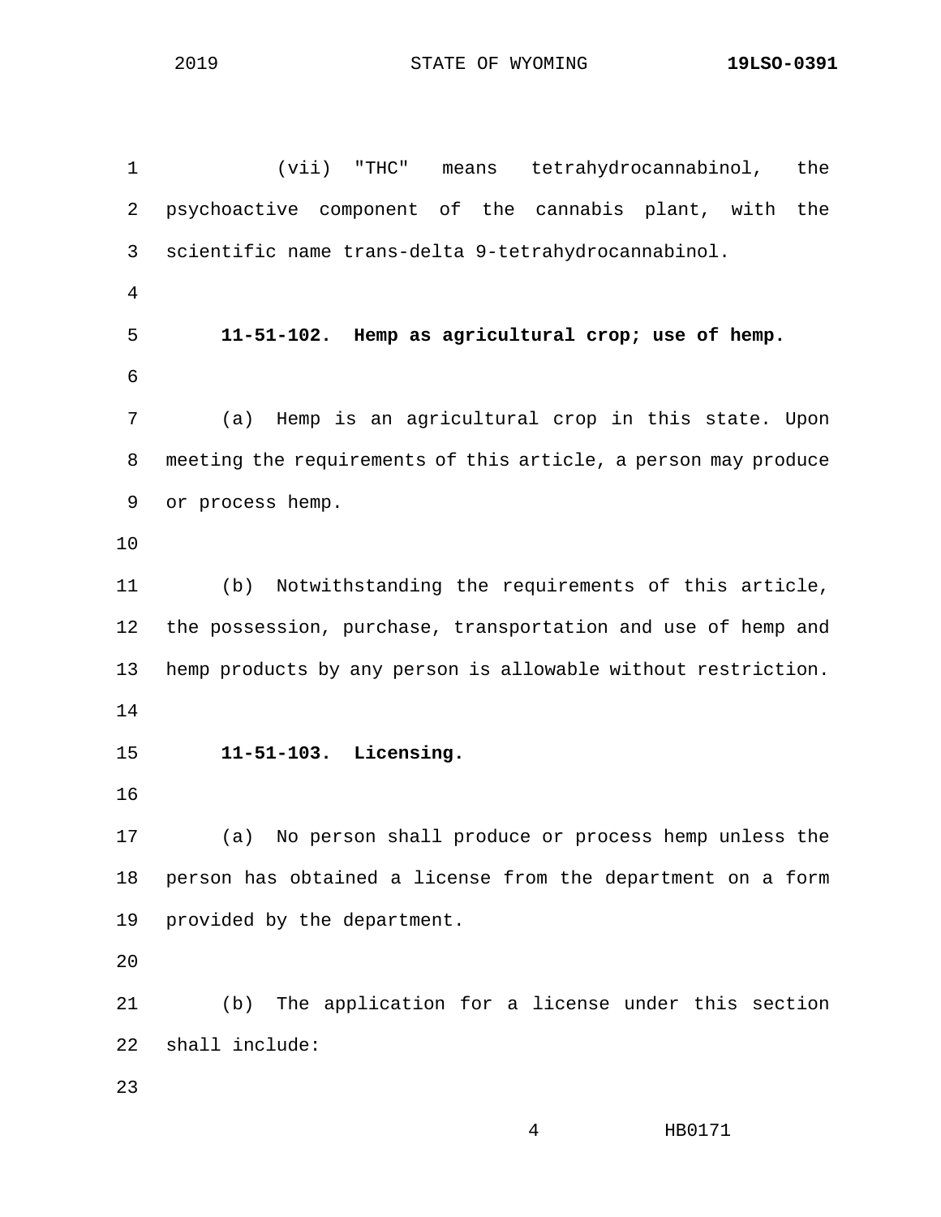(vii) "THC" means tetrahydrocannabinol, the psychoactive component of the cannabis plant, with the scientific name trans-delta 9-tetrahydrocannabinol.

**11-51-102. Hemp as agricultural crop; use of hemp.**

(a) Hemp is an agricultural crop in this state. Upon meeting the requirements of this article, a person may produce or process hemp.

(b) Notwithstanding the requirements of this article, the possession, purchase, transportation and use of hemp and hemp products by any person is allowable without restriction.

**11-51-103. Licensing.**

(a) No person shall produce or process hemp unless the person has obtained a license from the department on a form provided by the department.

(b) The application for a license under this section shall include: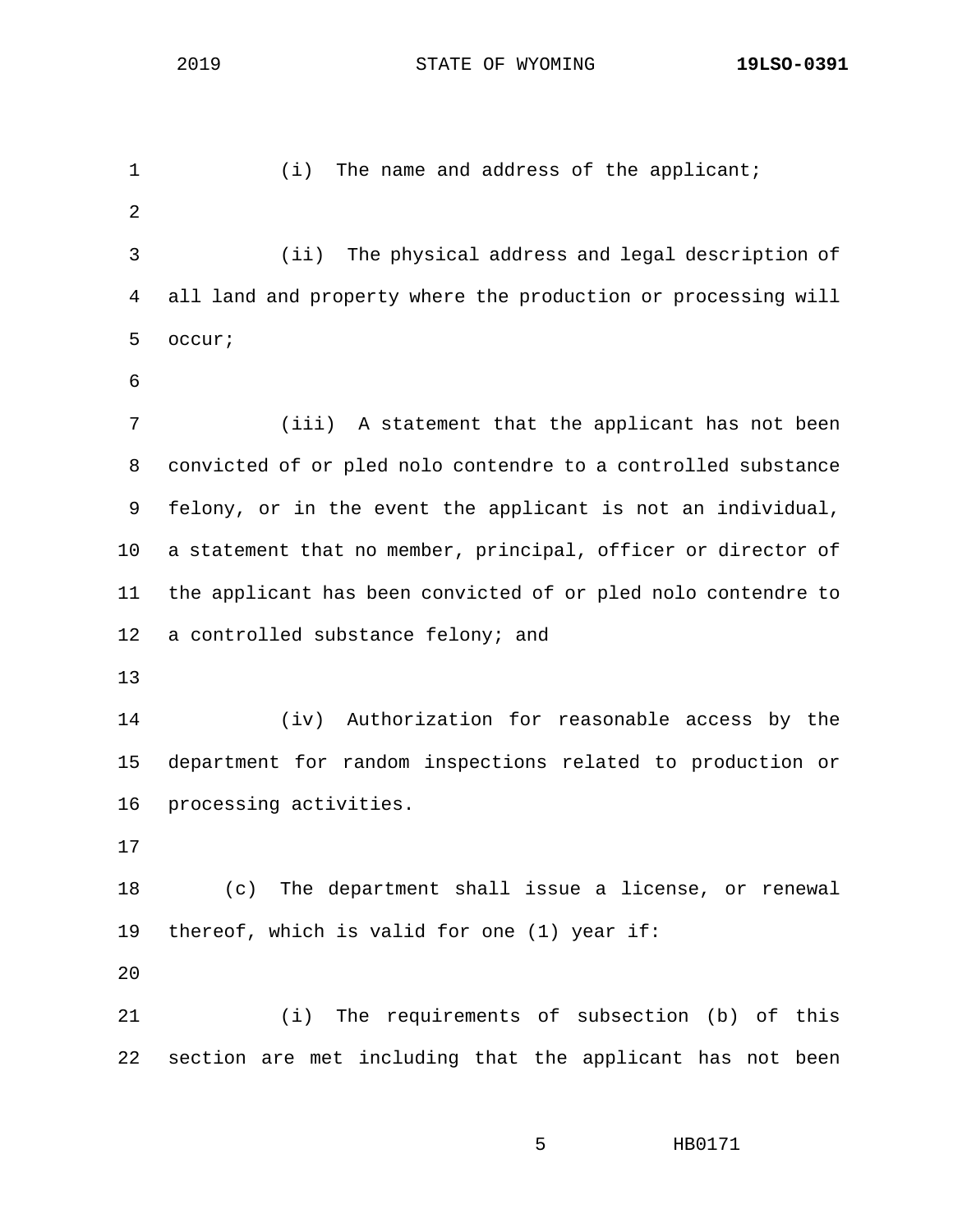(i) The name and address of the applicant;

(ii) The physical address and legal description of all land and property where the production or processing will occur;

(iii) A statement that the applicant has not been convicted of or pled nolo contendre to a controlled substance felony, or in the event the applicant is not an individual, a statement that no member, principal, officer or director of the applicant has been convicted of or pled nolo contendre to a controlled substance felony; and

(iv) Authorization for reasonable access by the department for random inspections related to production or processing activities.

(c) The department shall issue a license, or renewal thereof, which is valid for one (1) year if:

(i) The requirements of subsection (b) of this section are met including that the applicant has not been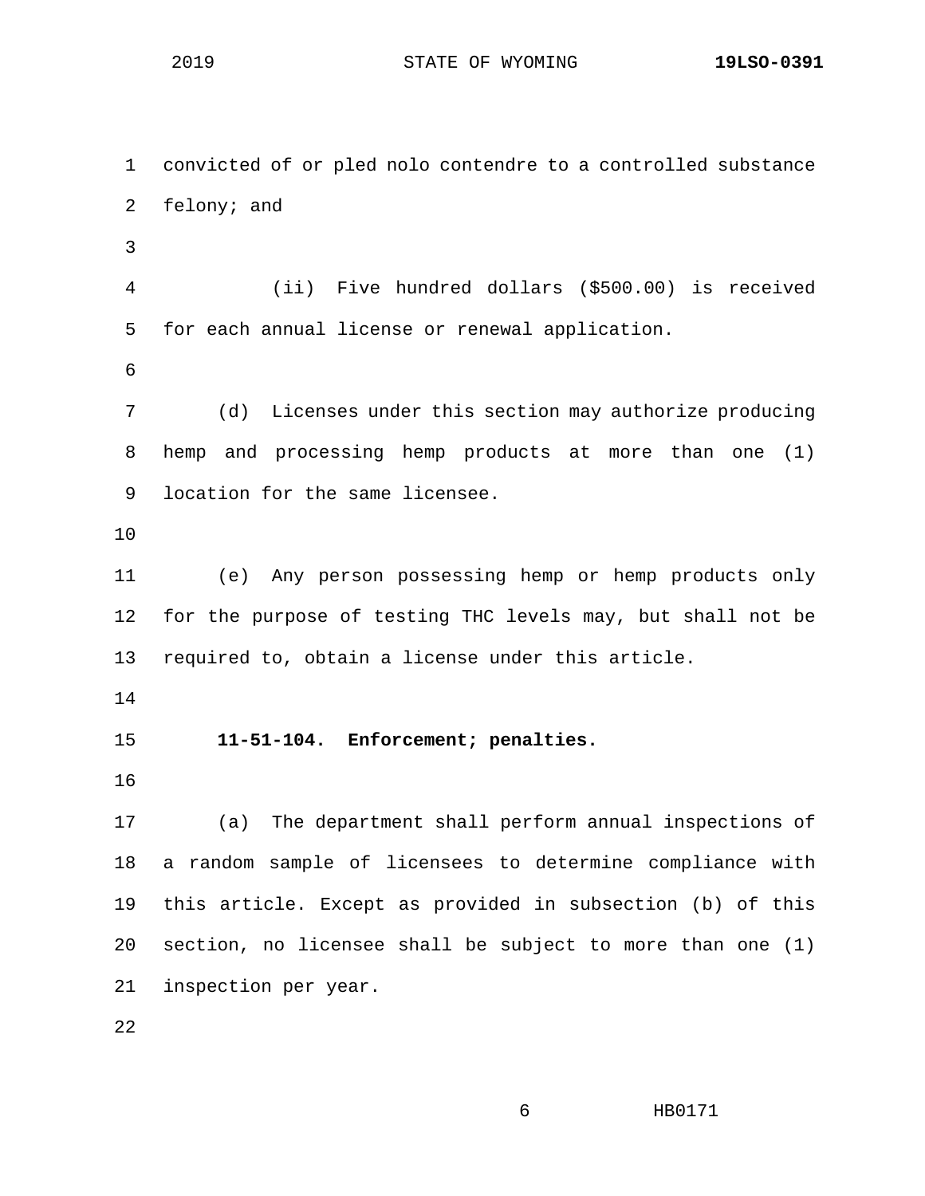convicted of or pled nolo contendre to a controlled substance felony; and

(ii) Five hundred dollars ($500.00) is received for each annual license or renewal application.

(d) Licenses under this section may authorize producing hemp and processing hemp products at more than one (1) location for the same licensee.

(e) Any person possessing hemp or hemp products only for the purpose of testing THC levels may, but shall not be required to, obtain a license under this article.

**11-51-104. Enforcement; penalties.**

(a) The department shall perform annual inspections of a random sample of licensees to determine compliance with this article. Except as provided in subsection (b) of this section, no licensee shall be subject to more than one (1) inspection per year.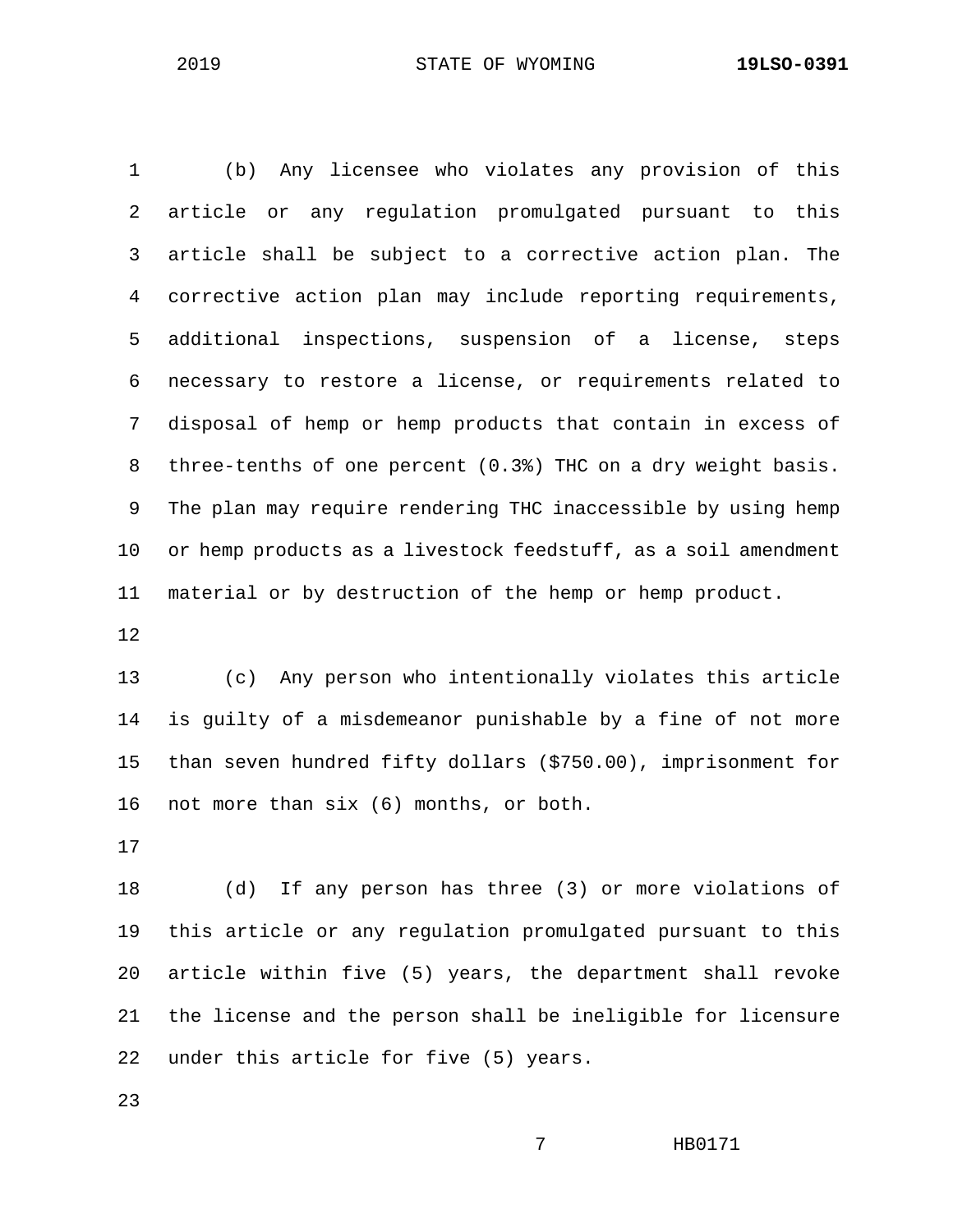(b) Any licensee who violates any provision of this article or any regulation promulgated pursuant to this article shall be subject to a corrective action plan. The corrective action plan may include reporting requirements, additional inspections, suspension of a license, steps necessary to restore a license, or requirements related to disposal of hemp or hemp products that contain in excess of three-tenths of one percent (0.3%) THC on a dry weight basis. The plan may require rendering THC inaccessible by using hemp or hemp products as a livestock feedstuff, as a soil amendment material or by destruction of the hemp or hemp product.

(c) Any person who intentionally violates this article is guilty of a misdemeanor punishable by a fine of not more than seven hundred fifty dollars ($750.00), imprisonment for not more than six (6) months, or both.

(d) If any person has three (3) or more violations of this article or any regulation promulgated pursuant to this article within five (5) years, the department shall revoke the license and the person shall be ineligible for licensure under this article for five (5) years.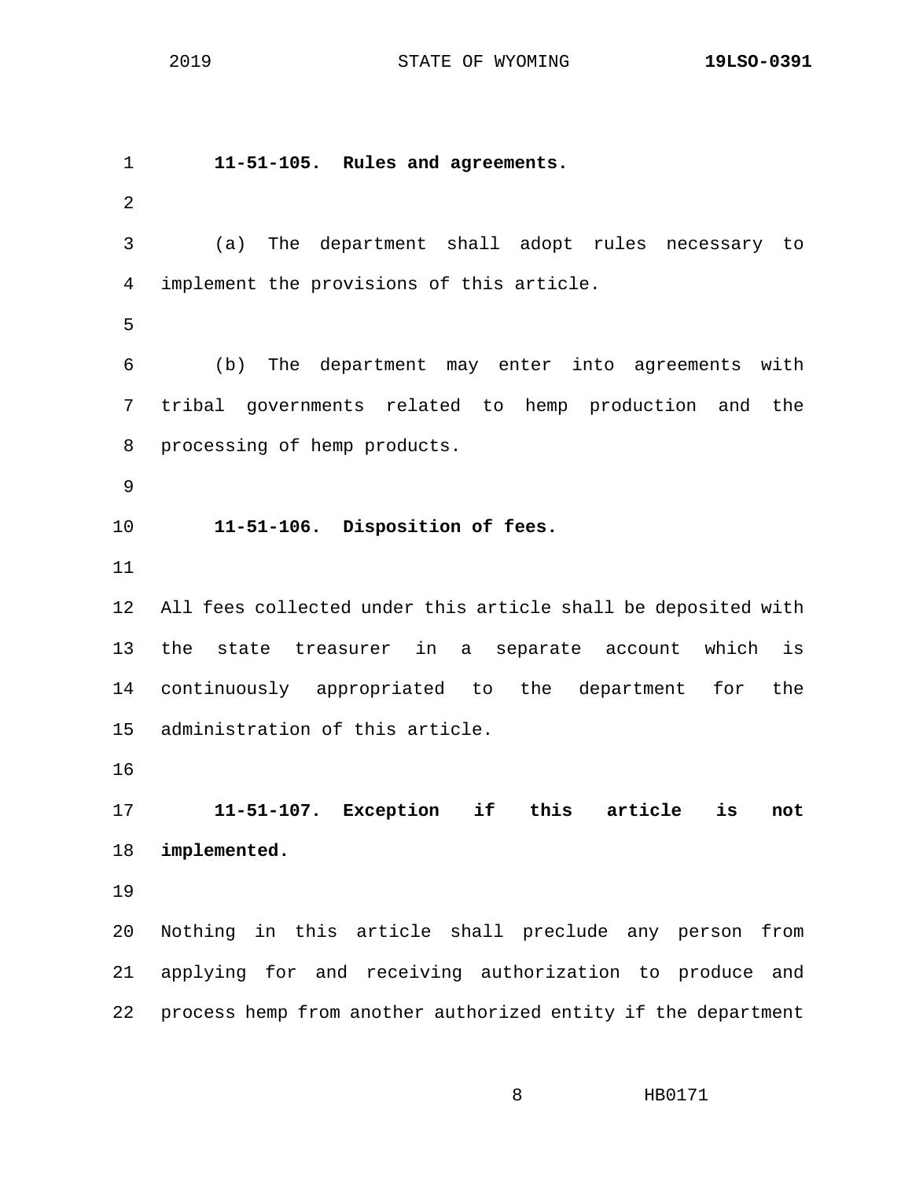**11-51-105. Rules and agreements.**

(a) The department shall adopt rules necessary to implement the provisions of this article.

(b) The department may enter into agreements with tribal governments related to hemp production and the processing of hemp products.

**11-51-106. Disposition of fees.**

All fees collected under this article shall be deposited with the state treasurer in a separate account which is continuously appropriated to the department for the administration of this article.

**11-51-107. Exception if this article is not implemented.**

Nothing in this article shall preclude any person from applying for and receiving authorization to produce and process hemp from another authorized entity if the department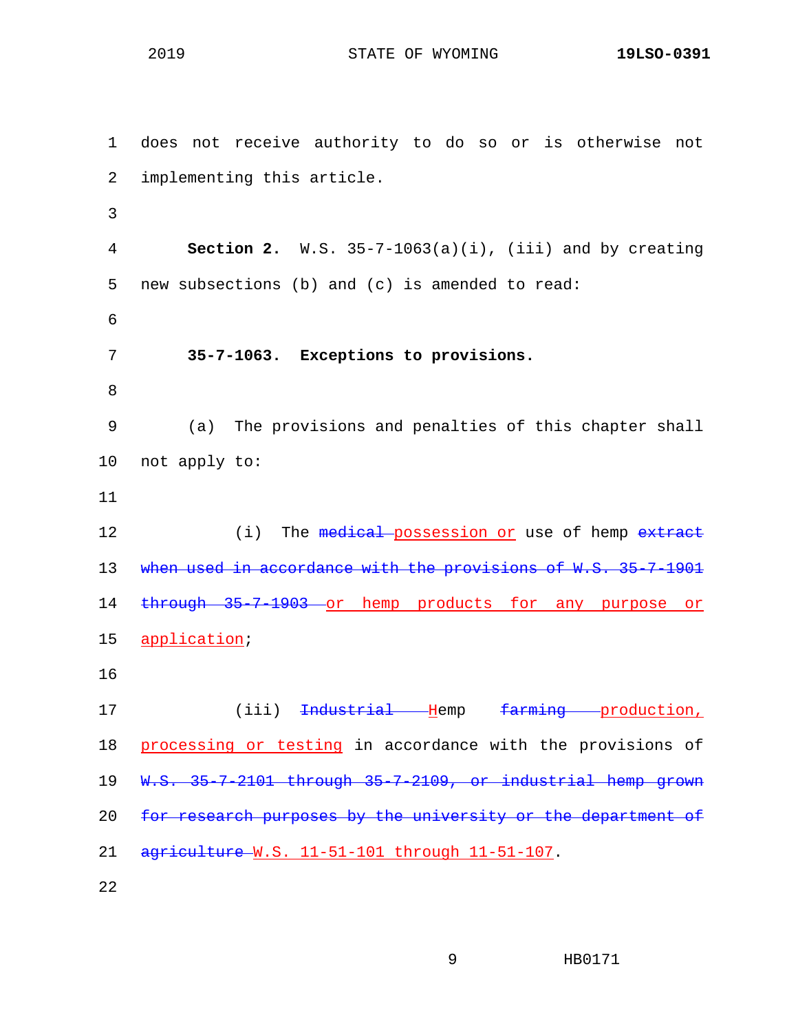does not receive authority to do so or is otherwise not implementing this article.

**Section 2.** W.S. 35-7-1063(a)(i), (iii) and by creating new subsections (b) and (c) is amended to read:

**35-7-1063. Exceptions to provisions.**

(a) The provisions and penalties of this chapter shall not apply to:

(i) The ~~medical~~ <u>possession or</u> use of hemp ~~extract when used in accordance with the provisions of W.S. 35-7-1901 through 35-7-1903~~ <u>or hemp products for any purpose or application</u>;

(iii) ~~Industrial~~ <u>H</u>emp ~~farming~~ <u>production, processing or testing</u> in accordance with the provisions of ~~W.S. 35-7-2101 through 35-7-2109, or industrial hemp grown for research purposes by the university or the department of agriculture~~ <u>W.S. 11-51-101 through 11-51-107</u>.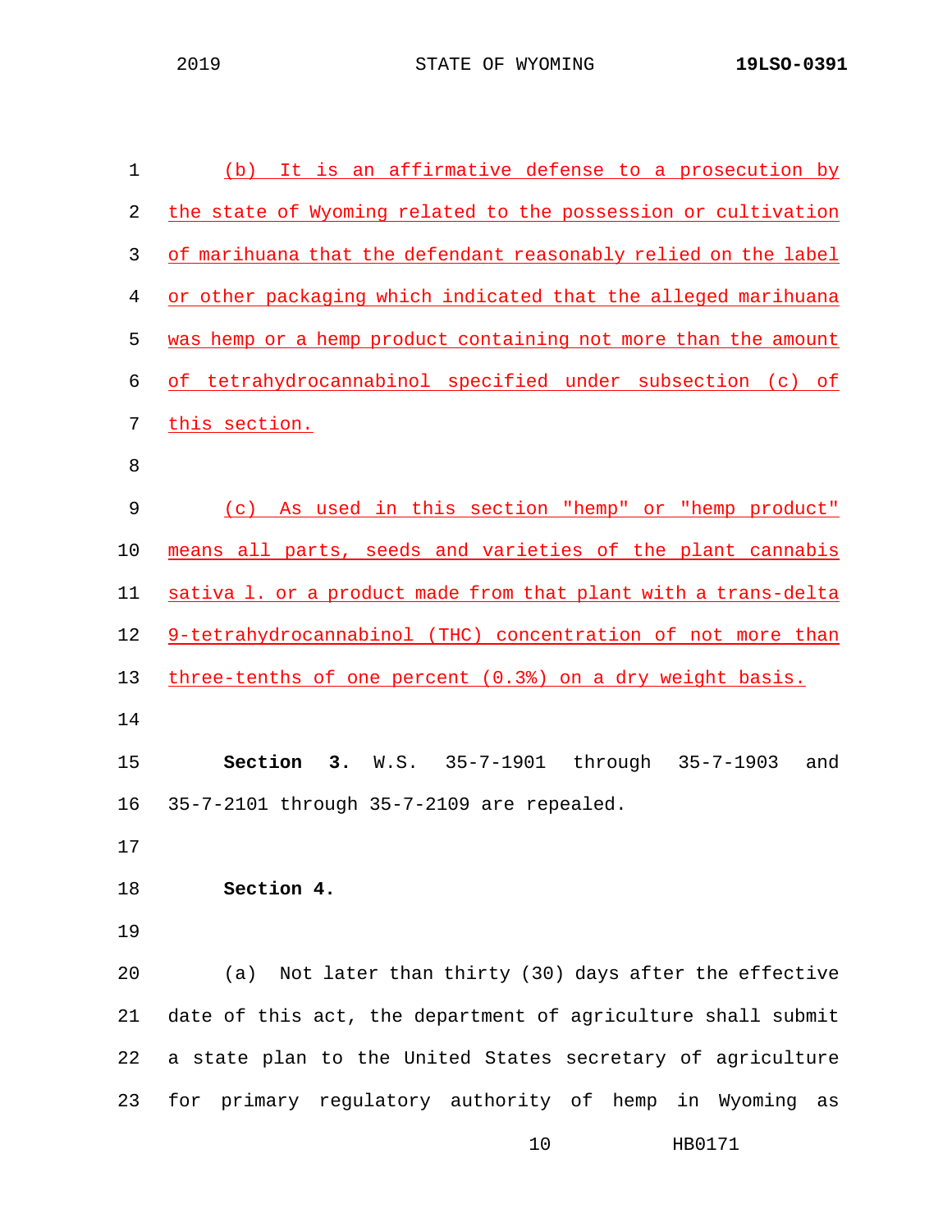(b) It is an affirmative defense to a prosecution by the state of Wyoming related to the possession or cultivation of marihuana that the defendant reasonably relied on the label or other packaging which indicated that the alleged marihuana was hemp or a hemp product containing not more than the amount of tetrahydrocannabinol specified under subsection (c) of this section.

(c) As used in this section "hemp" or "hemp product" means all parts, seeds and varieties of the plant cannabis sativa l. or a product made from that plant with a trans-delta 9-tetrahydrocannabinol (THC) concentration of not more than three-tenths of one percent (0.3%) on a dry weight basis.

**Section 3.** W.S. 35-7-1901 through 35-7-1903 and 35-7-2101 through 35-7-2109 are repealed.

**Section 4.**

(a) Not later than thirty (30) days after the effective date of this act, the department of agriculture shall submit a state plan to the United States secretary of agriculture for primary regulatory authority of hemp in Wyoming as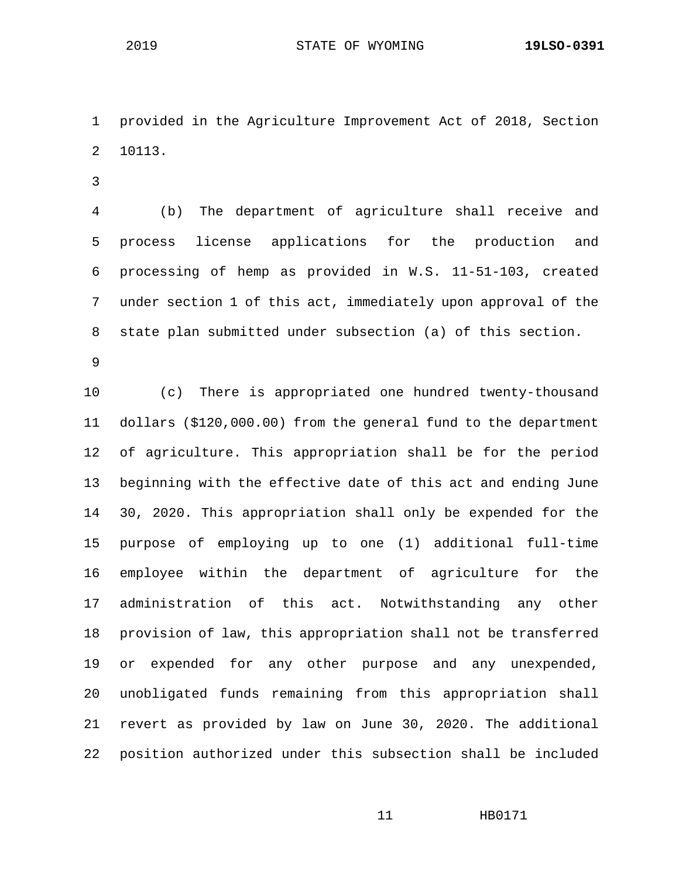provided in the Agriculture Improvement Act of 2018, Section 10113.

(b) The department of agriculture shall receive and process license applications for the production and processing of hemp as provided in W.S. 11-51-103, created under section 1 of this act, immediately upon approval of the state plan submitted under subsection (a) of this section.

(c) There is appropriated one hundred twenty-thousand dollars ($120,000.00) from the general fund to the department of agriculture. This appropriation shall be for the period beginning with the effective date of this act and ending June 30, 2020. This appropriation shall only be expended for the purpose of employing up to one (1) additional full-time employee within the department of agriculture for the administration of this act. Notwithstanding any other provision of law, this appropriation shall not be transferred or expended for any other purpose and any unexpended, unobligated funds remaining from this appropriation shall revert as provided by law on June 30, 2020. The additional position authorized under this subsection shall be included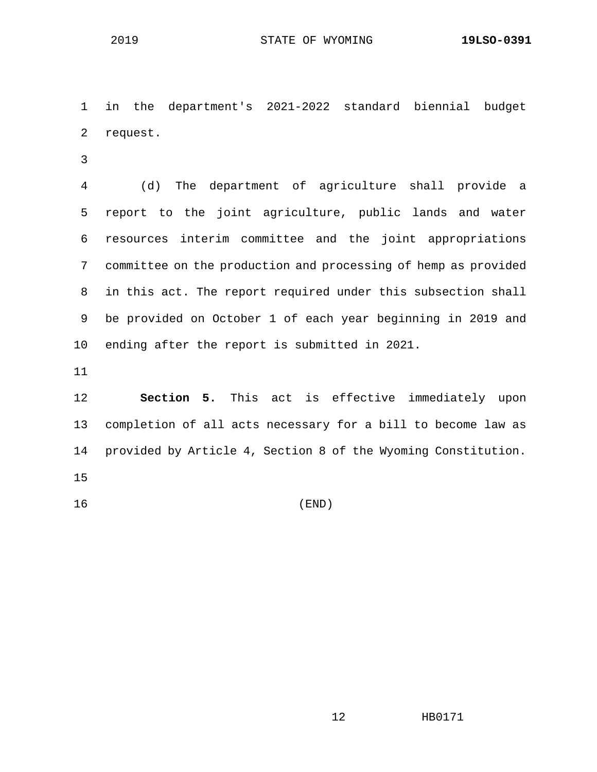in the department's 2021-2022 standard biennial budget request.

(d) The department of agriculture shall provide a report to the joint agriculture, public lands and water resources interim committee and the joint appropriations committee on the production and processing of hemp as provided in this act. The report required under this subsection shall be provided on October 1 of each year beginning in 2019 and ending after the report is submitted in 2021.

**Section 5.** This act is effective immediately upon completion of all acts necessary for a bill to become law as provided by Article 4, Section 8 of the Wyoming Constitution.

(END)